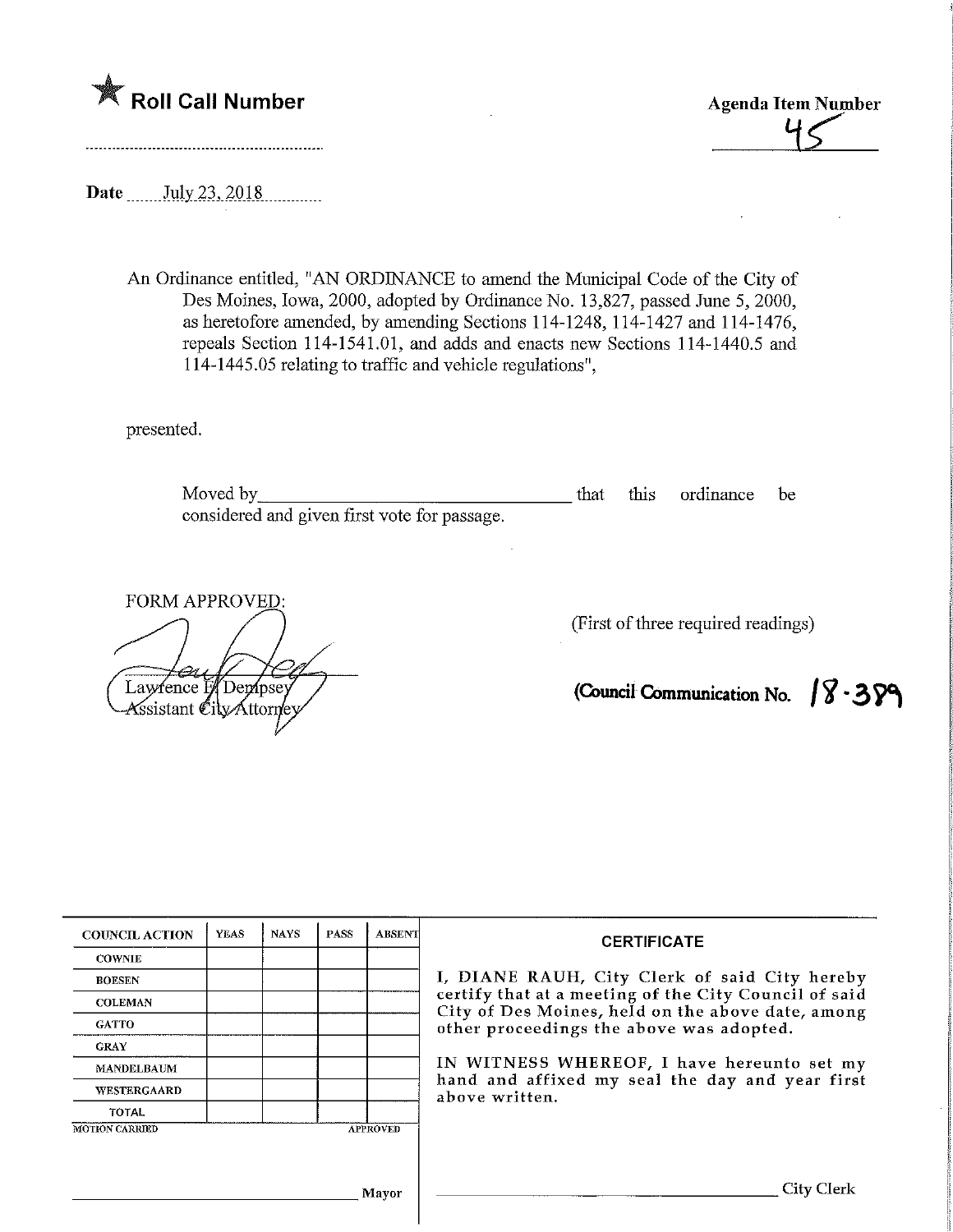★ **Roll Call Number**

.............................................................

**Agenda Item Number**

45

**Date** July 23, 2018

An Ordinance entitled, "AN ORDINANCE to amend the Municipal Code of the City of Des Moines, Iowa, 2000, adopted by Ordinance No. 13,827, passed June 5, 2000, as heretofore amended, by amending Sections 114-1248, 114-1427 and 114-1476, repeals Section 114-1541.01, and adds and enacts new Sections 114-1440.5 and 114-1445.05 relating to traffic and vehicle regulations",

presented.

Moved by_________________________________ that this ordinance be considered and given first vote for passage.

FORM APPROVED:

Lawrence F. Dempsey
Assistant City Attorney

(First of three required readings)

**(Council Communication No. 18-389**

| COUNCIL ACTION | YEAS | NAYS | PASS | ABSENT |
|---|---|---|---|---|
| COWNIE | | | | |
| BOESEN | | | | |
| COLEMAN | | | | |
| GATTO | | | | |
| GRAY | | | | |
| MANDELBAUM | | | | |
| WESTERGAARD | | | | |
| TOTAL | | | | |
| MOTION CARRIED | | | | APPROVED |

_________________________________ Mayor

**CERTIFICATE**

I, DIANE RAUH, City Clerk of said City hereby certify that at a meeting of the City Council of said City of Des Moines, held on the above date, among other proceedings the above was adopted.

IN WITNESS WHEREOF, I have hereunto set my hand and affixed my seal the day and year first above written.

_________________________________ City Clerk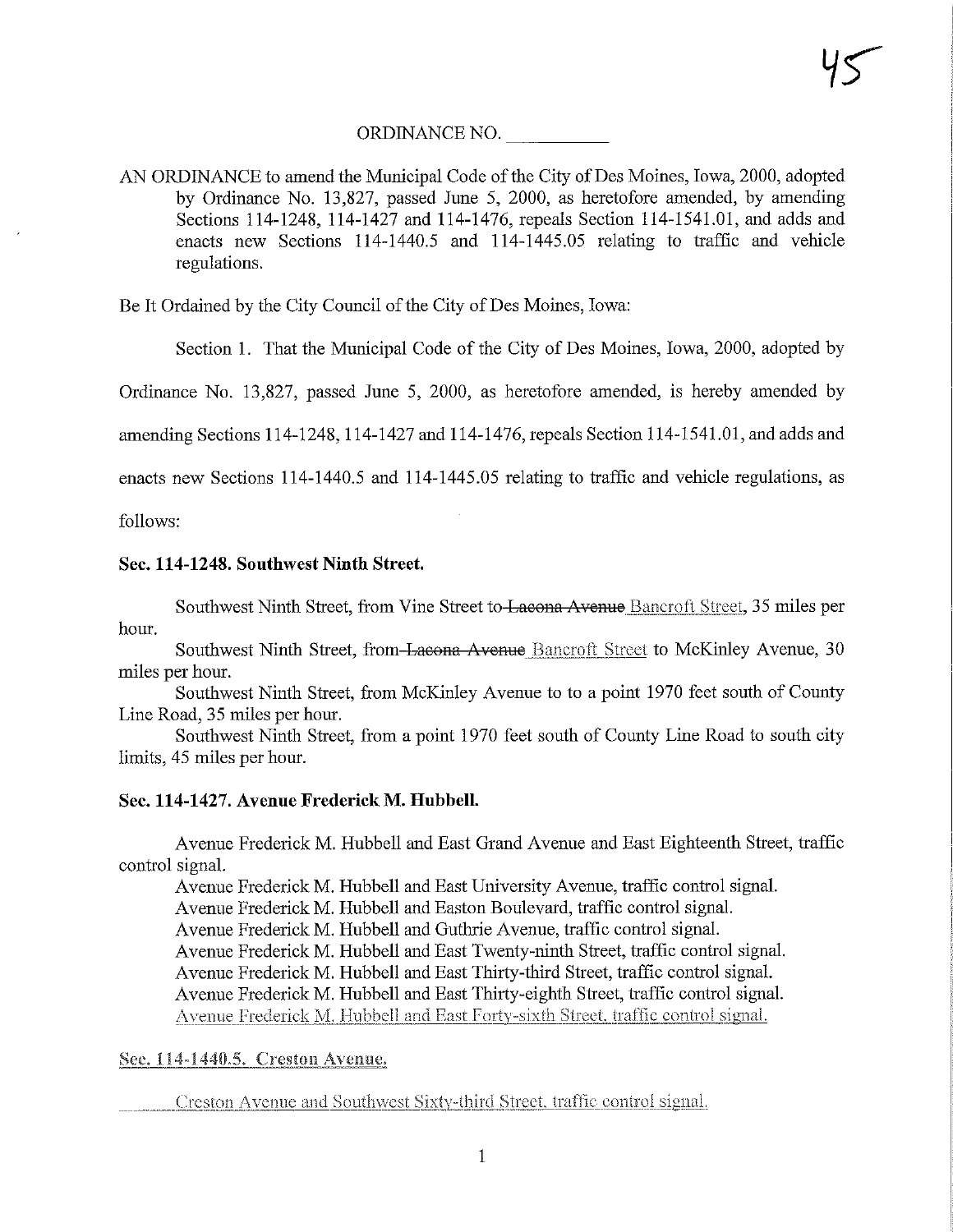## ORDINANCE NO. ___________

AN ORDINANCE to amend the Municipal Code of the City of Des Moines, Iowa, 2000, adopted by Ordinance No. 13,827, passed June 5, 2000, as heretofore amended, by amending Sections 114-1248, 114-1427 and 114-1476, repeals Section 114-1541.01, and adds and enacts new Sections 114-1440.5 and 114-1445.05 relating to traffic and vehicle regulations.

Be It Ordained by the City Council of the City of Des Moines, Iowa:

Section 1. That the Municipal Code of the City of Des Moines, Iowa, 2000, adopted by Ordinance No. 13,827, passed June 5, 2000, as heretofore amended, is hereby amended by amending Sections 114-1248, 114-1427 and 114-1476, repeals Section 114-1541.01, and adds and enacts new Sections 114-1440.5 and 114-1445.05 relating to traffic and vehicle regulations, as follows:

**Sec. 114-1248. Southwest Ninth Street.**

Southwest Ninth Street, from Vine Street to ~~Lacona Avenue~~ <u>Bancroft Street</u>, 35 miles per hour.

Southwest Ninth Street, from ~~Lacona Avenue~~ <u>Bancroft Street</u> to McKinley Avenue, 30 miles per hour.

Southwest Ninth Street, from McKinley Avenue to to a point 1970 feet south of County Line Road, 35 miles per hour.

Southwest Ninth Street, from a point 1970 feet south of County Line Road to south city limits, 45 miles per hour.

**Sec. 114-1427. Avenue Frederick M. Hubbell.**

Avenue Frederick M. Hubbell and East Grand Avenue and East Eighteenth Street, traffic control signal.

Avenue Frederick M. Hubbell and East University Avenue, traffic control signal.

Avenue Frederick M. Hubbell and Easton Boulevard, traffic control signal.

Avenue Frederick M. Hubbell and Guthrie Avenue, traffic control signal.

Avenue Frederick M. Hubbell and East Twenty-ninth Street, traffic control signal.

Avenue Frederick M. Hubbell and East Thirty-third Street, traffic control signal.

Avenue Frederick M. Hubbell and East Thirty-eighth Street, traffic control signal.

<u>Avenue Frederick M. Hubbell and East Forty-sixth Street, traffic control signal.</u>

<u>**Sec. 114-1440.5. Creston Avenue.**</u>

<u>Creston Avenue and Southwest Sixty-third Street, traffic control signal.</u>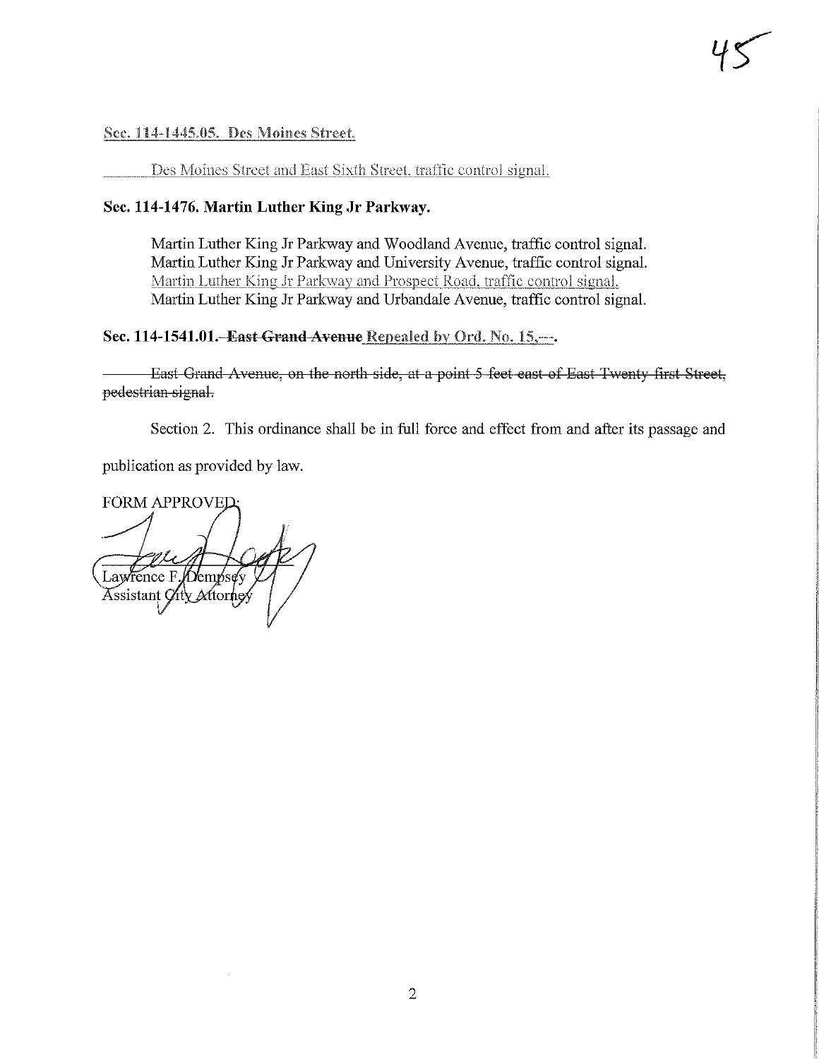Sec. 114-1445.05. Des Moines Street.

Des Moines Street and East Sixth Street, traffic control signal.

**Sec. 114-1476. Martin Luther King Jr Parkway.**

Martin Luther King Jr Parkway and Woodland Avenue, traffic control signal.
Martin Luther King Jr Parkway and University Avenue, traffic control signal.
Martin Luther King Jr Parkway and Prospect Road, traffic control signal.
Martin Luther King Jr Parkway and Urbandale Avenue, traffic control signal.

**Sec. 114-1541.01.** ~~**East Grand Avenue**~~ Repealed by Ord. No. 15,---.

~~East Grand Avenue, on the north side, at a point 5 feet east of East Twenty first Street, pedestrian signal.~~

Section 2. This ordinance shall be in full force and effect from and after its passage and publication as provided by law.

FORM APPROVED:

Lawrence F. Dempsey
Assistant City Attorney